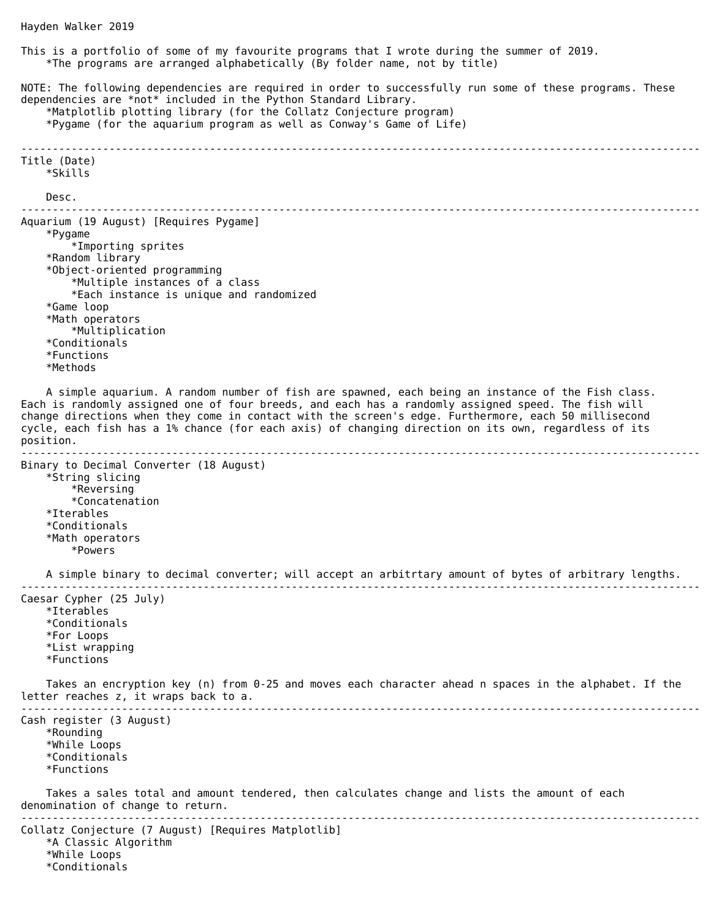Hayden Walker 2019

This is a portfolio of some of my favourite programs that I wrote during the summer of 2019.
- *The programs are arranged alphabetically (By folder name, not by title)

NOTE: The following dependencies are required in order to successfully run some of these programs. These dependencies are *not* included in the Python Standard Library.
- *Matplotlib plotting library (for the Collatz Conjecture program)
- *Pygame (for the aquarium program as well as Conway's Game of Life)

---

Title (Date)
- *Skills

Desc.

---

Aquarium (19 August) [Requires Pygame]
- *Pygame
    - *Importing sprites
- *Random library
- *Object-oriented programming
    - *Multiple instances of a class
    - *Each instance is unique and randomized
- *Game loop
- *Math operators
    - *Multiplication
- *Conditionals
- *Functions
- *Methods

A simple aquarium. A random number of fish are spawned, each being an instance of the Fish class. Each is randomly assigned one of four breeds, and each has a randomly assigned speed. The fish will change directions when they come in contact with the screen's edge. Furthermore, each 50 millisecond cycle, each fish has a 1% chance (for each axis) of changing direction on its own, regardless of its position.

---

Binary to Decimal Converter (18 August)
- *String slicing
    - *Reversing
    - *Concatenation
- *Iterables
- *Conditionals
- *Math operators
    - *Powers

A simple binary to decimal converter; will accept an arbitrtary amount of bytes of arbitrary lengths.

---

Caesar Cypher (25 July)
- *Iterables
- *Conditionals
- *For Loops
- *List wrapping
- *Functions

Takes an encryption key (n) from 0-25 and moves each character ahead n spaces in the alphabet. If the letter reaches z, it wraps back to a.

---

Cash register (3 August)
- *Rounding
- *While Loops
- *Conditionals
- *Functions

Takes a sales total and amount tendered, then calculates change and lists the amount of each denomination of change to return.

---

Collatz Conjecture (7 August) [Requires Matplotlib]
- *A Classic Algorithm
- *While Loops
- *Conditionals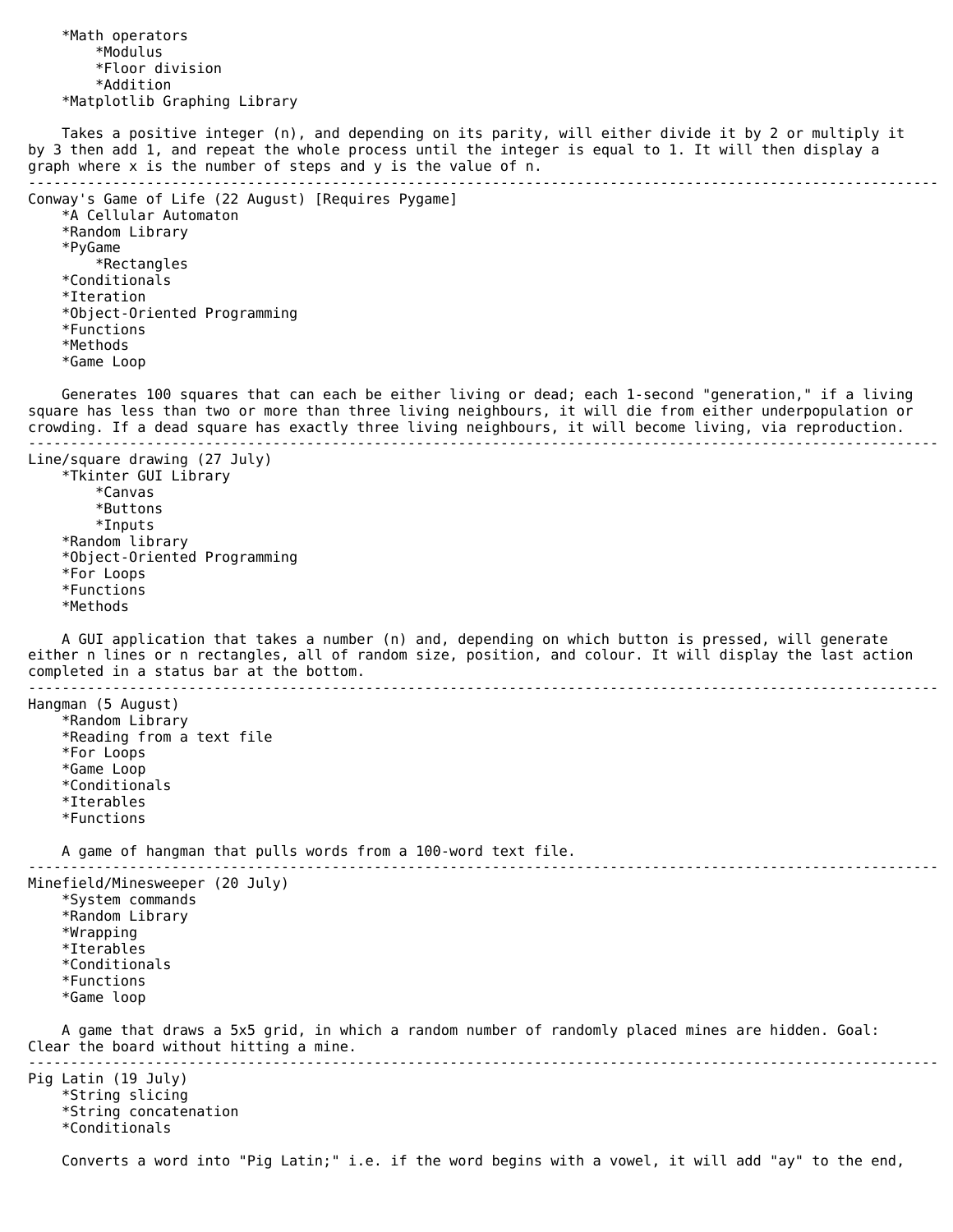*Math operators
        *Modulus
        *Floor division
        *Addition
    *Matplotlib Graphing Library

    Takes a positive integer (n), and depending on its parity, will either divide it by 2 or multiply it by 3 then add 1, and repeat the whole process until the integer is equal to 1. It will then display a graph where x is the number of steps and y is the value of n.

---

Conway's Game of Life (22 August) [Requires Pygame]

    *A Cellular Automaton
    *Random Library
    *PyGame
        *Rectangles
    *Conditionals
    *Iteration
    *Object-Oriented Programming
    *Functions
    *Methods
    *Game Loop

    Generates 100 squares that can each be either living or dead; each 1-second "generation," if a living square has less than two or more than three living neighbours, it will die from either underpopulation or crowding. If a dead square has exactly three living neighbours, it will become living, via reproduction.

---

Line/square drawing (27 July)

    *Tkinter GUI Library
        *Canvas
        *Buttons
        *Inputs
    *Random library
    *Object-Oriented Programming
    *For Loops
    *Functions
    *Methods

    A GUI application that takes a number (n) and, depending on which button is pressed, will generate either n lines or n rectangles, all of random size, position, and colour. It will display the last action completed in a status bar at the bottom.

---

Hangman (5 August)

    *Random Library
    *Reading from a text file
    *For Loops
    *Game Loop
    *Conditionals
    *Iterables
    *Functions

    A game of hangman that pulls words from a 100-word text file.

---

Minefield/Minesweeper (20 July)

    *System commands
    *Random Library
    *Wrapping
    *Iterables
    *Conditionals
    *Functions
    *Game loop

    A game that draws a 5x5 grid, in which a random number of randomly placed mines are hidden. Goal: Clear the board without hitting a mine.

---

Pig Latin (19 July)

    *String slicing
    *String concatenation
    *Conditionals

    Converts a word into "Pig Latin;" i.e. if the word begins with a vowel, it will add "ay" to the end,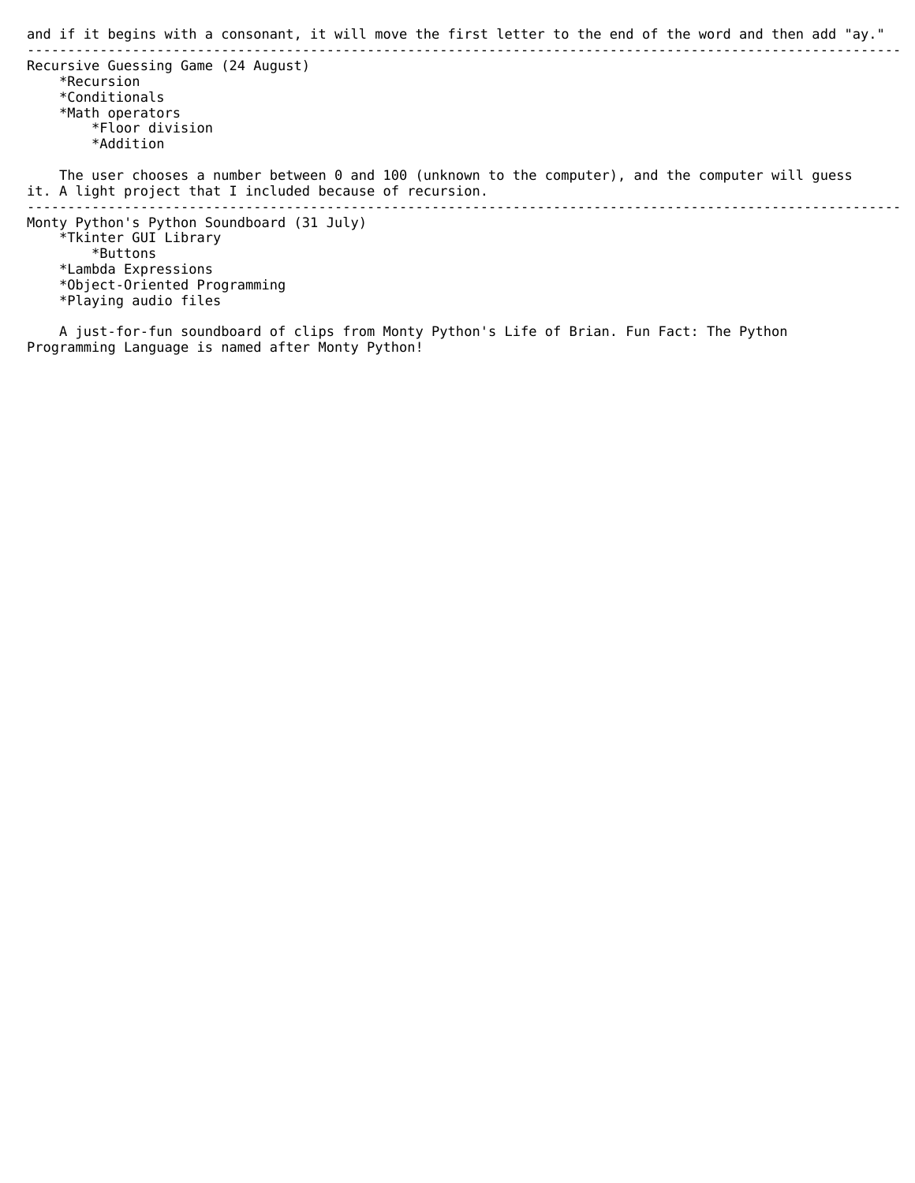and if it begins with a consonant, it will move the first letter to the end of the word and then add "ay."

---

Recursive Guessing Game (24 August)
- *Recursion
- *Conditionals
- *Math operators
  - *Floor division
  - *Addition

The user chooses a number between 0 and 100 (unknown to the computer), and the computer will guess it. A light project that I included because of recursion.

---

Monty Python's Python Soundboard (31 July)
- *Tkinter GUI Library
  - *Buttons
- *Lambda Expressions
- *Object-Oriented Programming
- *Playing audio files

A just-for-fun soundboard of clips from Monty Python's Life of Brian. Fun Fact: The Python Programming Language is named after Monty Python!